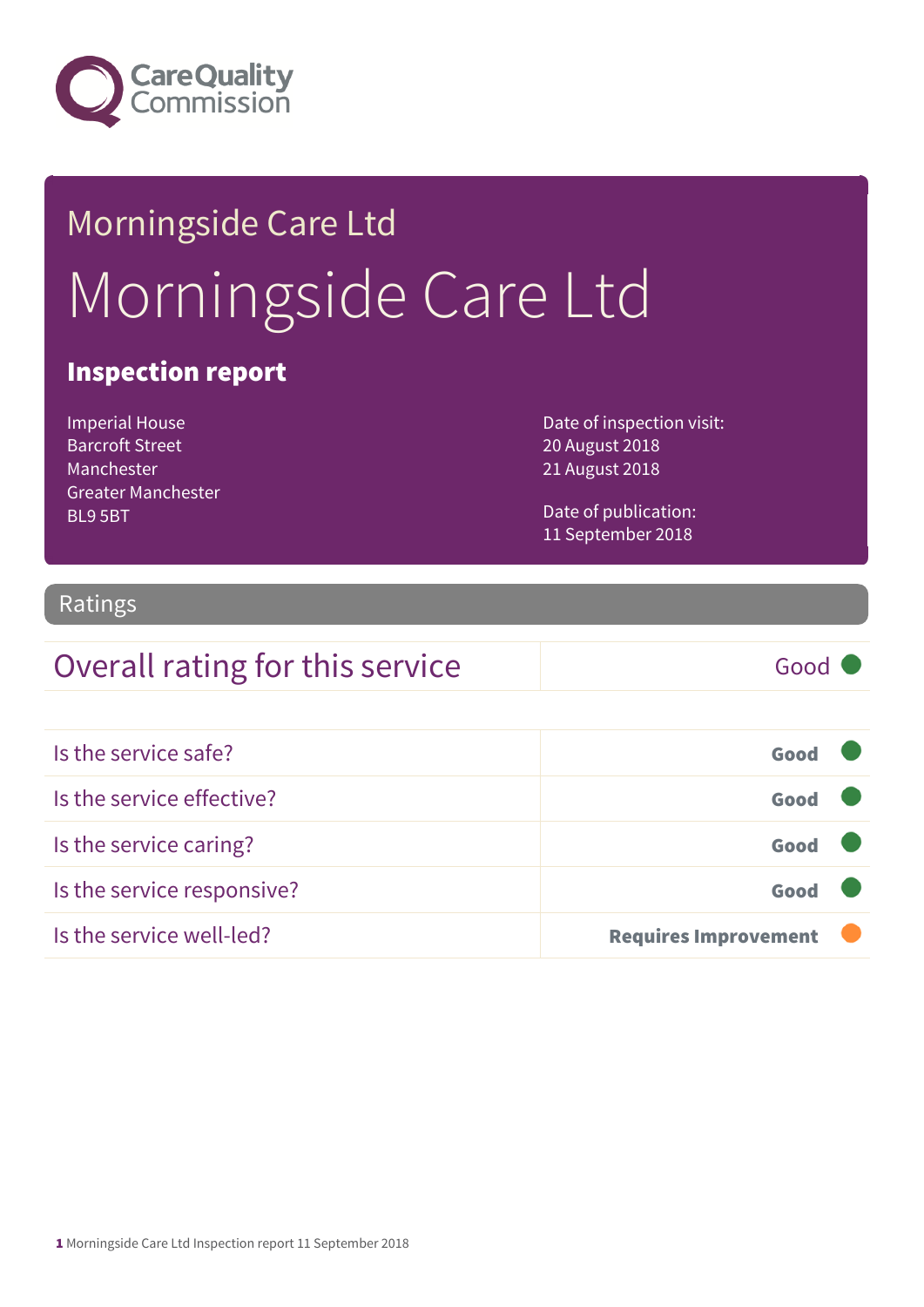Care Quality Commission

# Morningside Care Ltd

# Morningside Care Ltd

## Inspection report

Imperial House
Barcroft Street
Manchester
Greater Manchester
BL9 5BT

Date of inspection visit:
20 August 2018
21 August 2018

Date of publication:
11 September 2018

## Ratings

| Overall rating for this service | Good |
|---|---|

| | |
|---|---|
| Is the service safe? | **Good** |
| Is the service effective? | **Good** |
| Is the service caring? | **Good** |
| Is the service responsive? | **Good** |
| Is the service well-led? | **Requires Improvement** |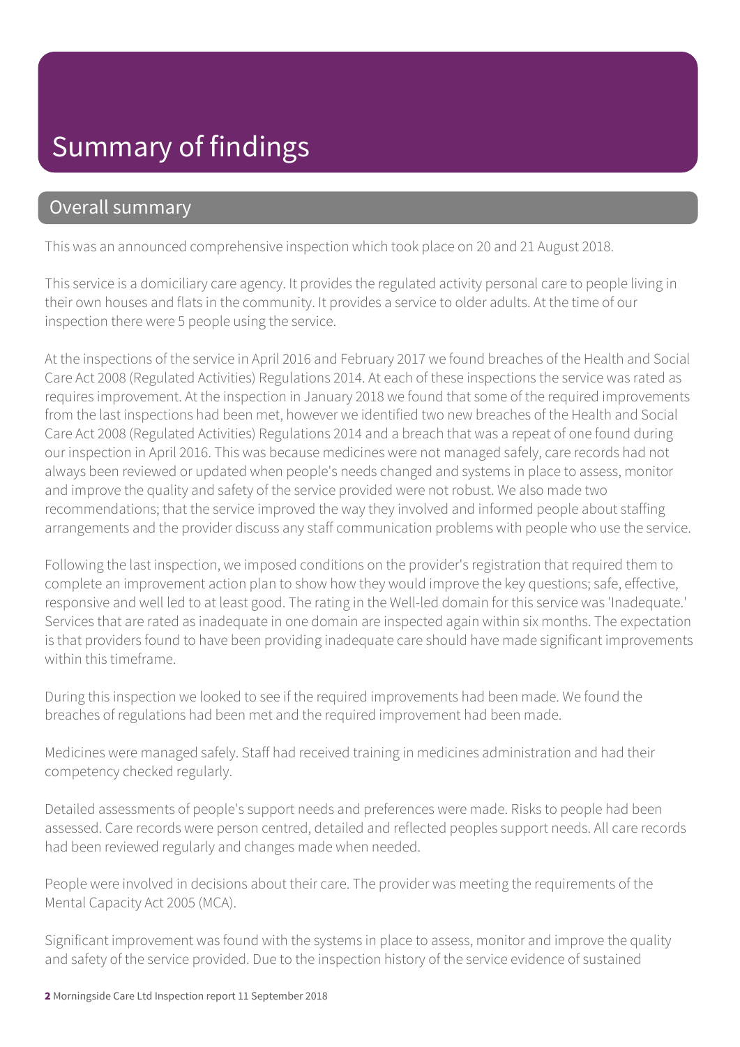# Summary of findings

## Overall summary

This was an announced comprehensive inspection which took place on 20 and 21 August 2018.

This service is a domiciliary care agency. It provides the regulated activity personal care to people living in their own houses and flats in the community. It provides a service to older adults. At the time of our inspection there were 5 people using the service.

At the inspections of the service in April 2016 and February 2017 we found breaches of the Health and Social Care Act 2008 (Regulated Activities) Regulations 2014. At each of these inspections the service was rated as requires improvement. At the inspection in January 2018 we found that some of the required improvements from the last inspections had been met, however we identified two new breaches of the Health and Social Care Act 2008 (Regulated Activities) Regulations 2014 and a breach that was a repeat of one found during our inspection in April 2016. This was because medicines were not managed safely, care records had not always been reviewed or updated when people's needs changed and systems in place to assess, monitor and improve the quality and safety of the service provided were not robust. We also made two recommendations; that the service improved the way they involved and informed people about staffing arrangements and the provider discuss any staff communication problems with people who use the service.

Following the last inspection, we imposed conditions on the provider's registration that required them to complete an improvement action plan to show how they would improve the key questions; safe, effective, responsive and well led to at least good. The rating in the Well-led domain for this service was 'Inadequate.' Services that are rated as inadequate in one domain are inspected again within six months. The expectation is that providers found to have been providing inadequate care should have made significant improvements within this timeframe.

During this inspection we looked to see if the required improvements had been made. We found the breaches of regulations had been met and the required improvement had been made.

Medicines were managed safely. Staff had received training in medicines administration and had their competency checked regularly.

Detailed assessments of people's support needs and preferences were made. Risks to people had been assessed. Care records were person centred, detailed and reflected peoples support needs. All care records had been reviewed regularly and changes made when needed.

People were involved in decisions about their care. The provider was meeting the requirements of the Mental Capacity Act 2005 (MCA).

Significant improvement was found with the systems in place to assess, monitor and improve the quality and safety of the service provided. Due to the inspection history of the service evidence of sustained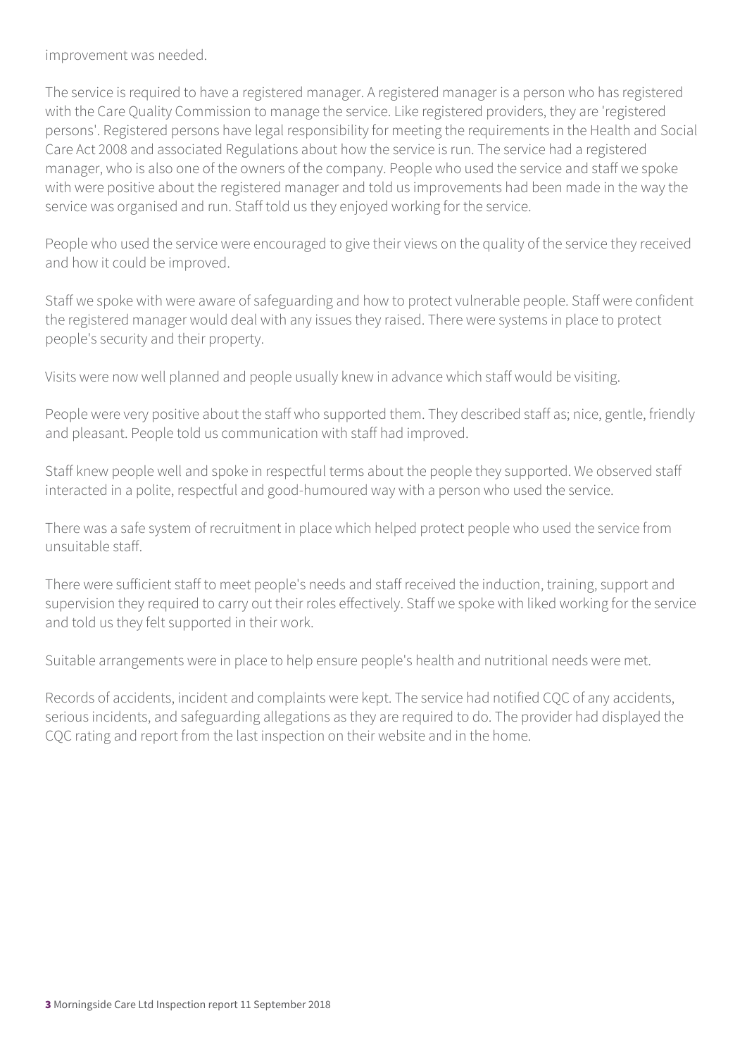improvement was needed.

The service is required to have a registered manager. A registered manager is a person who has registered with the Care Quality Commission to manage the service. Like registered providers, they are 'registered persons'. Registered persons have legal responsibility for meeting the requirements in the Health and Social Care Act 2008 and associated Regulations about how the service is run. The service had a registered manager, who is also one of the owners of the company. People who used the service and staff we spoke with were positive about the registered manager and told us improvements had been made in the way the service was organised and run. Staff told us they enjoyed working for the service.

People who used the service were encouraged to give their views on the quality of the service they received and how it could be improved.

Staff we spoke with were aware of safeguarding and how to protect vulnerable people. Staff were confident the registered manager would deal with any issues they raised. There were systems in place to protect people's security and their property.

Visits were now well planned and people usually knew in advance which staff would be visiting.

People were very positive about the staff who supported them. They described staff as; nice, gentle, friendly and pleasant. People told us communication with staff had improved.

Staff knew people well and spoke in respectful terms about the people they supported. We observed staff interacted in a polite, respectful and good-humoured way with a person who used the service.

There was a safe system of recruitment in place which helped protect people who used the service from unsuitable staff.

There were sufficient staff to meet people's needs and staff received the induction, training, support and supervision they required to carry out their roles effectively. Staff we spoke with liked working for the service and told us they felt supported in their work.

Suitable arrangements were in place to help ensure people's health and nutritional needs were met.

Records of accidents, incident and complaints were kept. The service had notified CQC of any accidents, serious incidents, and safeguarding allegations as they are required to do. The provider had displayed the CQC rating and report from the last inspection on their website and in the home.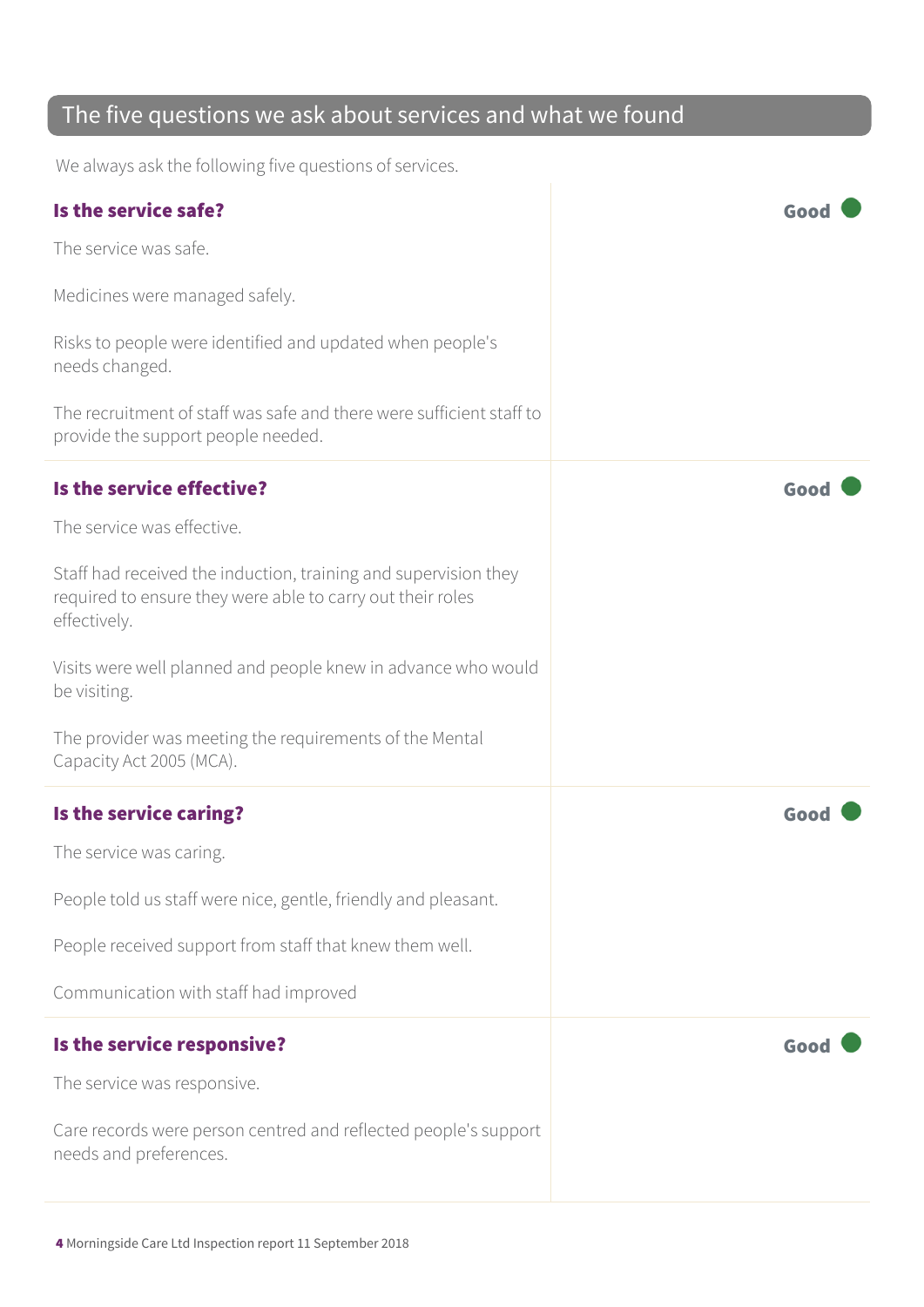## The five questions we ask about services and what we found

We always ask the following five questions of services.

### Is the service safe?

**Good**

The service was safe.

Medicines were managed safely.

Risks to people were identified and updated when people's needs changed.

The recruitment of staff was safe and there were sufficient staff to provide the support people needed.

### Is the service effective?

**Good**

The service was effective.

Staff had received the induction, training and supervision they required to ensure they were able to carry out their roles effectively.

Visits were well planned and people knew in advance who would be visiting.

The provider was meeting the requirements of the Mental Capacity Act 2005 (MCA).

### Is the service caring?

**Good**

The service was caring.

People told us staff were nice, gentle, friendly and pleasant.

People received support from staff that knew them well.

Communication with staff had improved

### Is the service responsive?

**Good**

The service was responsive.

Care records were person centred and reflected people's support needs and preferences.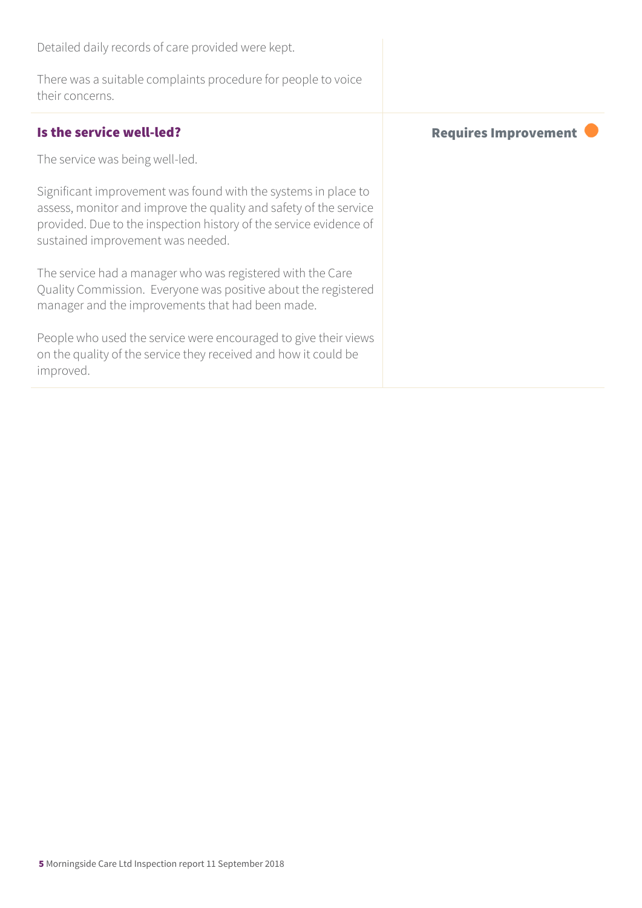Detailed daily records of care provided were kept.

There was a suitable complaints procedure for people to voice their concerns.

### Is the service well-led?

**Requires Improvement**

The service was being well-led.

Significant improvement was found with the systems in place to assess, monitor and improve the quality and safety of the service provided. Due to the inspection history of the service evidence of sustained improvement was needed.

The service had a manager who was registered with the Care Quality Commission. Everyone was positive about the registered manager and the improvements that had been made.

People who used the service were encouraged to give their views on the quality of the service they received and how it could be improved.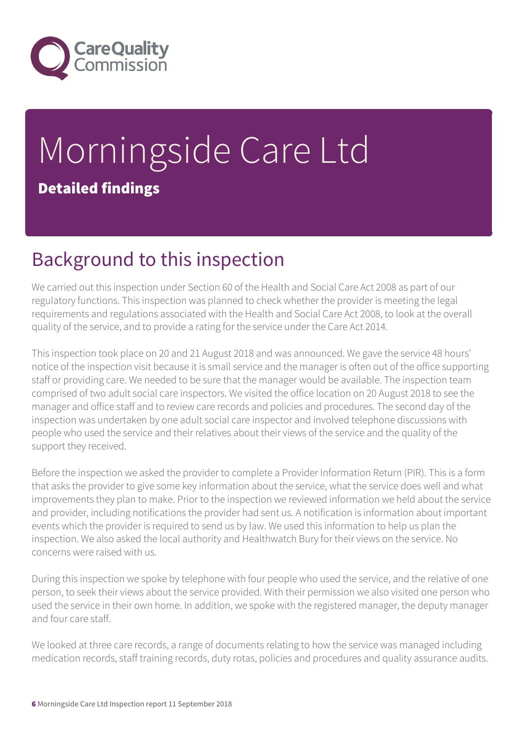# Morningside Care Ltd

**Detailed findings**

## Background to this inspection

We carried out this inspection under Section 60 of the Health and Social Care Act 2008 as part of our regulatory functions. This inspection was planned to check whether the provider is meeting the legal requirements and regulations associated with the Health and Social Care Act 2008, to look at the overall quality of the service, and to provide a rating for the service under the Care Act 2014.

This inspection took place on 20 and 21 August 2018 and was announced. We gave the service 48 hours' notice of the inspection visit because it is small service and the manager is often out of the office supporting staff or providing care. We needed to be sure that the manager would be available. The inspection team comprised of two adult social care inspectors. We visited the office location on 20 August 2018 to see the manager and office staff and to review care records and policies and procedures. The second day of the inspection was undertaken by one adult social care inspector and involved telephone discussions with people who used the service and their relatives about their views of the service and the quality of the support they received.

Before the inspection we asked the provider to complete a Provider Information Return (PIR). This is a form that asks the provider to give some key information about the service, what the service does well and what improvements they plan to make. Prior to the inspection we reviewed information we held about the service and provider, including notifications the provider had sent us. A notification is information about important events which the provider is required to send us by law. We used this information to help us plan the inspection. We also asked the local authority and Healthwatch Bury for their views on the service. No concerns were raised with us.

During this inspection we spoke by telephone with four people who used the service, and the relative of one person, to seek their views about the service provided. With their permission we also visited one person who used the service in their own home. In addition, we spoke with the registered manager, the deputy manager and four care staff.

We looked at three care records, a range of documents relating to how the service was managed including medication records, staff training records, duty rotas, policies and procedures and quality assurance audits.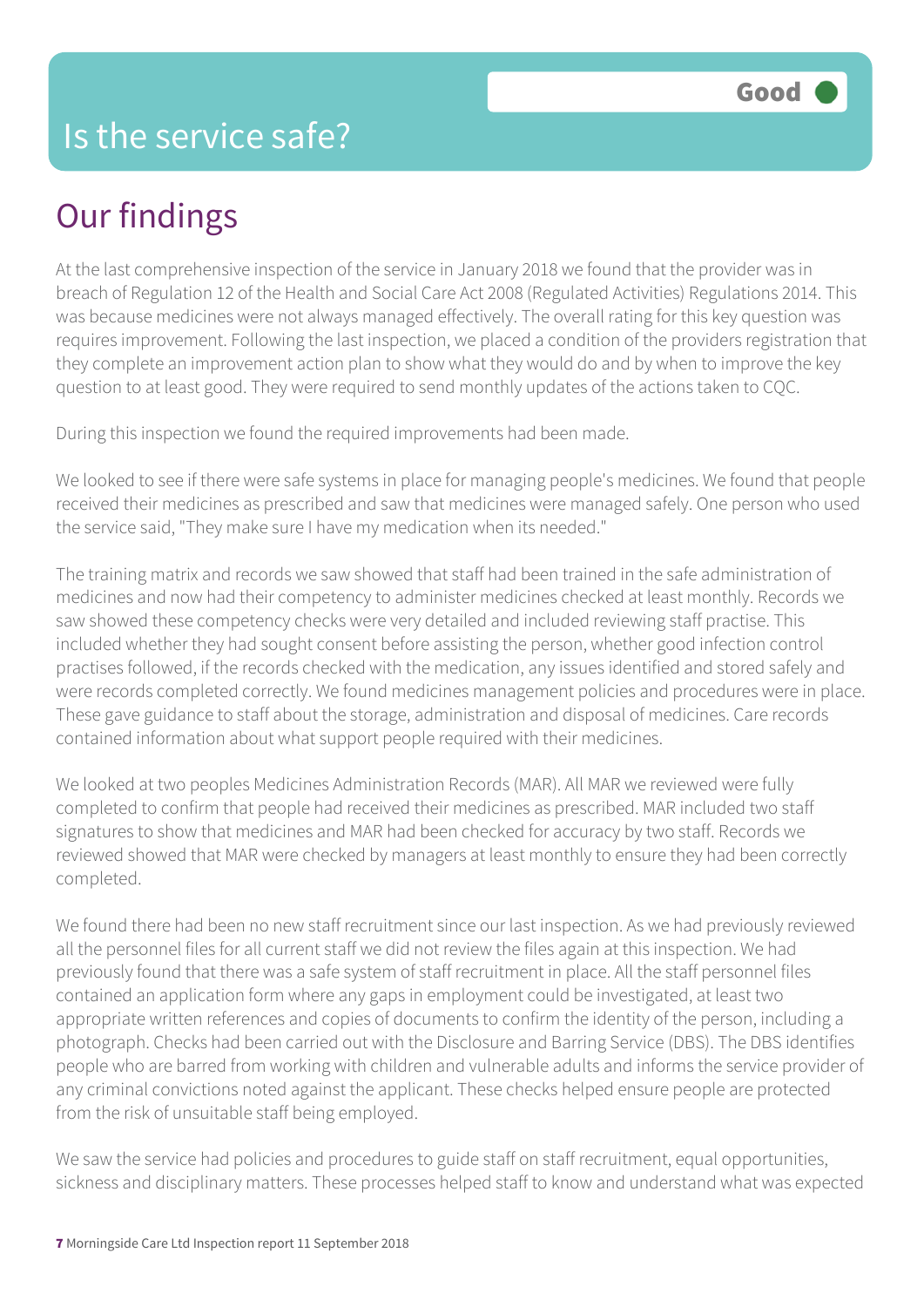# Is the service safe?

**Good**

## Our findings

At the last comprehensive inspection of the service in January 2018 we found that the provider was in breach of Regulation 12 of the Health and Social Care Act 2008 (Regulated Activities) Regulations 2014. This was because medicines were not always managed effectively. The overall rating for this key question was requires improvement. Following the last inspection, we placed a condition of the providers registration that they complete an improvement action plan to show what they would do and by when to improve the key question to at least good. They were required to send monthly updates of the actions taken to CQC.

During this inspection we found the required improvements had been made.

We looked to see if there were safe systems in place for managing people's medicines. We found that people received their medicines as prescribed and saw that medicines were managed safely. One person who used the service said, "They make sure I have my medication when its needed."

The training matrix and records we saw showed that staff had been trained in the safe administration of medicines and now had their competency to administer medicines checked at least monthly. Records we saw showed these competency checks were very detailed and included reviewing staff practise. This included whether they had sought consent before assisting the person, whether good infection control practises followed, if the records checked with the medication, any issues identified and stored safely and were records completed correctly. We found medicines management policies and procedures were in place. These gave guidance to staff about the storage, administration and disposal of medicines. Care records contained information about what support people required with their medicines.

We looked at two peoples Medicines Administration Records (MAR). All MAR we reviewed were fully completed to confirm that people had received their medicines as prescribed. MAR included two staff signatures to show that medicines and MAR had been checked for accuracy by two staff. Records we reviewed showed that MAR were checked by managers at least monthly to ensure they had been correctly completed.

We found there had been no new staff recruitment since our last inspection. As we had previously reviewed all the personnel files for all current staff we did not review the files again at this inspection. We had previously found that there was a safe system of staff recruitment in place. All the staff personnel files contained an application form where any gaps in employment could be investigated, at least two appropriate written references and copies of documents to confirm the identity of the person, including a photograph. Checks had been carried out with the Disclosure and Barring Service (DBS). The DBS identifies people who are barred from working with children and vulnerable adults and informs the service provider of any criminal convictions noted against the applicant. These checks helped ensure people are protected from the risk of unsuitable staff being employed.

We saw the service had policies and procedures to guide staff on staff recruitment, equal opportunities, sickness and disciplinary matters. These processes helped staff to know and understand what was expected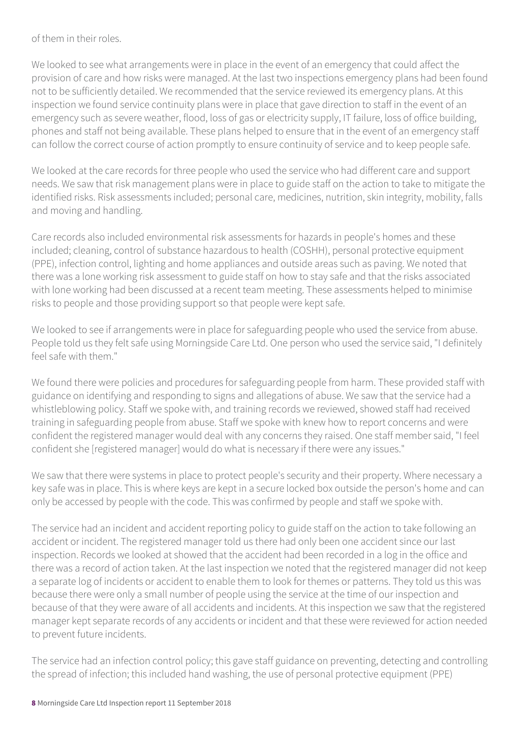of them in their roles.

We looked to see what arrangements were in place in the event of an emergency that could affect the provision of care and how risks were managed. At the last two inspections emergency plans had been found not to be sufficiently detailed. We recommended that the service reviewed its emergency plans. At this inspection we found service continuity plans were in place that gave direction to staff in the event of an emergency such as severe weather, flood, loss of gas or electricity supply, IT failure, loss of office building, phones and staff not being available. These plans helped to ensure that in the event of an emergency staff can follow the correct course of action promptly to ensure continuity of service and to keep people safe.

We looked at the care records for three people who used the service who had different care and support needs. We saw that risk management plans were in place to guide staff on the action to take to mitigate the identified risks. Risk assessments included; personal care, medicines, nutrition, skin integrity, mobility, falls and moving and handling.

Care records also included environmental risk assessments for hazards in people's homes and these included; cleaning, control of substance hazardous to health (COSHH), personal protective equipment (PPE), infection control, lighting and home appliances and outside areas such as paving. We noted that there was a lone working risk assessment to guide staff on how to stay safe and that the risks associated with lone working had been discussed at a recent team meeting. These assessments helped to minimise risks to people and those providing support so that people were kept safe.

We looked to see if arrangements were in place for safeguarding people who used the service from abuse. People told us they felt safe using Morningside Care Ltd. One person who used the service said, "I definitely feel safe with them."

We found there were policies and procedures for safeguarding people from harm. These provided staff with guidance on identifying and responding to signs and allegations of abuse. We saw that the service had a whistleblowing policy. Staff we spoke with, and training records we reviewed, showed staff had received training in safeguarding people from abuse. Staff we spoke with knew how to report concerns and were confident the registered manager would deal with any concerns they raised. One staff member said, "I feel confident she [registered manager] would do what is necessary if there were any issues."

We saw that there were systems in place to protect people's security and their property. Where necessary a key safe was in place. This is where keys are kept in a secure locked box outside the person's home and can only be accessed by people with the code. This was confirmed by people and staff we spoke with.

The service had an incident and accident reporting policy to guide staff on the action to take following an accident or incident. The registered manager told us there had only been one accident since our last inspection. Records we looked at showed that the accident had been recorded in a log in the office and there was a record of action taken. At the last inspection we noted that the registered manager did not keep a separate log of incidents or accident to enable them to look for themes or patterns. They told us this was because there were only a small number of people using the service at the time of our inspection and because of that they were aware of all accidents and incidents. At this inspection we saw that the registered manager kept separate records of any accidents or incident and that these were reviewed for action needed to prevent future incidents.

The service had an infection control policy; this gave staff guidance on preventing, detecting and controlling the spread of infection; this included hand washing, the use of personal protective equipment (PPE)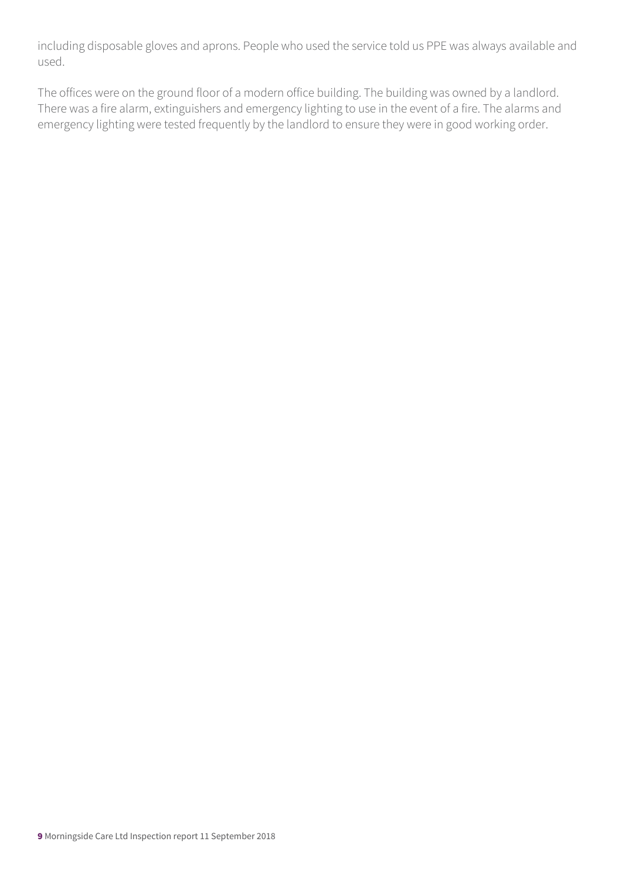including disposable gloves and aprons. People who used the service told us PPE was always available and used.

The offices were on the ground floor of a modern office building. The building was owned by a landlord. There was a fire alarm, extinguishers and emergency lighting to use in the event of a fire. The alarms and emergency lighting were tested frequently by the landlord to ensure they were in good working order.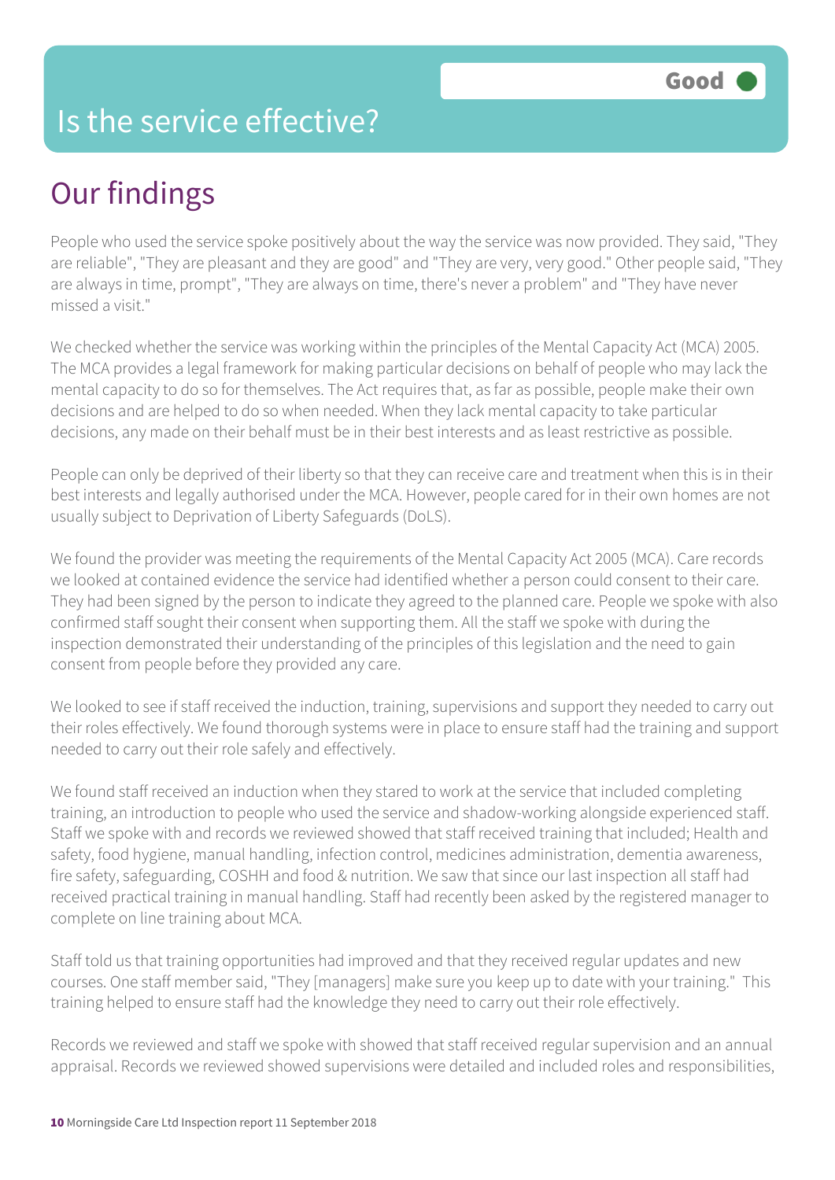# Is the service effective?

Good

## Our findings

People who used the service spoke positively about the way the service was now provided. They said, "They are reliable", "They are pleasant and they are good" and "They are very, very good." Other people said, "They are always in time, prompt", "They are always on time, there's never a problem" and "They have never missed a visit."

We checked whether the service was working within the principles of the Mental Capacity Act (MCA) 2005. The MCA provides a legal framework for making particular decisions on behalf of people who may lack the mental capacity to do so for themselves. The Act requires that, as far as possible, people make their own decisions and are helped to do so when needed. When they lack mental capacity to take particular decisions, any made on their behalf must be in their best interests and as least restrictive as possible.

People can only be deprived of their liberty so that they can receive care and treatment when this is in their best interests and legally authorised under the MCA. However, people cared for in their own homes are not usually subject to Deprivation of Liberty Safeguards (DoLS).

We found the provider was meeting the requirements of the Mental Capacity Act 2005 (MCA). Care records we looked at contained evidence the service had identified whether a person could consent to their care. They had been signed by the person to indicate they agreed to the planned care. People we spoke with also confirmed staff sought their consent when supporting them. All the staff we spoke with during the inspection demonstrated their understanding of the principles of this legislation and the need to gain consent from people before they provided any care.

We looked to see if staff received the induction, training, supervisions and support they needed to carry out their roles effectively. We found thorough systems were in place to ensure staff had the training and support needed to carry out their role safely and effectively.

We found staff received an induction when they stared to work at the service that included completing training, an introduction to people who used the service and shadow-working alongside experienced staff. Staff we spoke with and records we reviewed showed that staff received training that included; Health and safety, food hygiene, manual handling, infection control, medicines administration, dementia awareness, fire safety, safeguarding, COSHH and food & nutrition. We saw that since our last inspection all staff had received practical training in manual handling. Staff had recently been asked by the registered manager to complete on line training about MCA.

Staff told us that training opportunities had improved and that they received regular updates and new courses. One staff member said, "They [managers] make sure you keep up to date with your training." This training helped to ensure staff had the knowledge they need to carry out their role effectively.

Records we reviewed and staff we spoke with showed that staff received regular supervision and an annual appraisal. Records we reviewed showed supervisions were detailed and included roles and responsibilities,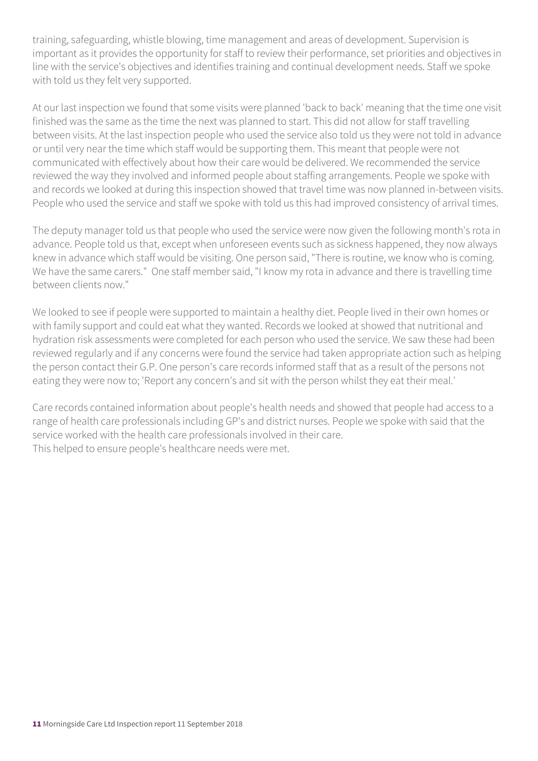training, safeguarding, whistle blowing, time management and areas of development. Supervision is important as it provides the opportunity for staff to review their performance, set priorities and objectives in line with the service's objectives and identifies training and continual development needs. Staff we spoke with told us they felt very supported.

At our last inspection we found that some visits were planned 'back to back' meaning that the time one visit finished was the same as the time the next was planned to start. This did not allow for staff travelling between visits. At the last inspection people who used the service also told us they were not told in advance or until very near the time which staff would be supporting them. This meant that people were not communicated with effectively about how their care would be delivered. We recommended the service reviewed the way they involved and informed people about staffing arrangements. People we spoke with and records we looked at during this inspection showed that travel time was now planned in-between visits. People who used the service and staff we spoke with told us this had improved consistency of arrival times.

The deputy manager told us that people who used the service were now given the following month's rota in advance. People told us that, except when unforeseen events such as sickness happened, they now always knew in advance which staff would be visiting. One person said, "There is routine, we know who is coming. We have the same carers." One staff member said, "I know my rota in advance and there is travelling time between clients now."

We looked to see if people were supported to maintain a healthy diet. People lived in their own homes or with family support and could eat what they wanted. Records we looked at showed that nutritional and hydration risk assessments were completed for each person who used the service. We saw these had been reviewed regularly and if any concerns were found the service had taken appropriate action such as helping the person contact their G.P. One person's care records informed staff that as a result of the persons not eating they were now to; 'Report any concern's and sit with the person whilst they eat their meal.'

Care records contained information about people's health needs and showed that people had access to a range of health care professionals including GP's and district nurses. People we spoke with said that the service worked with the health care professionals involved in their care.
This helped to ensure people's healthcare needs were met.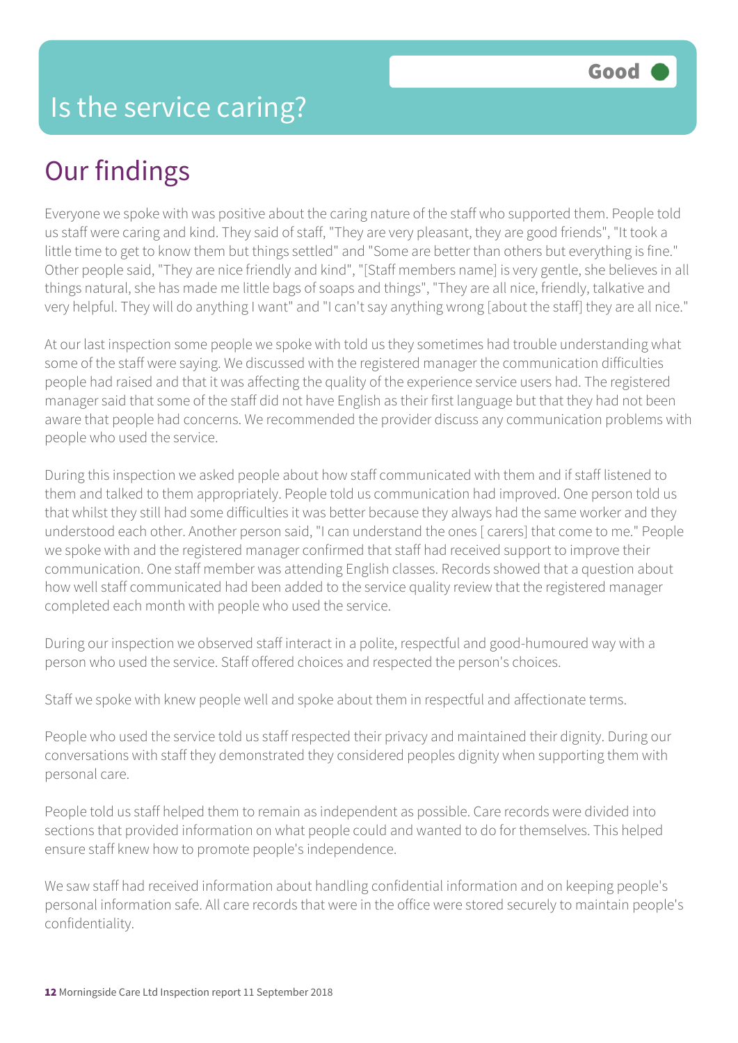# Is the service caring?

Good

## Our findings

Everyone we spoke with was positive about the caring nature of the staff who supported them. People told us staff were caring and kind. They said of staff, "They are very pleasant, they are good friends", "It took a little time to get to know them but things settled" and "Some are better than others but everything is fine." Other people said, "They are nice friendly and kind", "[Staff members name] is very gentle, she believes in all things natural, she has made me little bags of soaps and things", "They are all nice, friendly, talkative and very helpful. They will do anything I want" and "I can't say anything wrong [about the staff] they are all nice."

At our last inspection some people we spoke with told us they sometimes had trouble understanding what some of the staff were saying. We discussed with the registered manager the communication difficulties people had raised and that it was affecting the quality of the experience service users had. The registered manager said that some of the staff did not have English as their first language but that they had not been aware that people had concerns. We recommended the provider discuss any communication problems with people who used the service.

During this inspection we asked people about how staff communicated with them and if staff listened to them and talked to them appropriately. People told us communication had improved. One person told us that whilst they still had some difficulties it was better because they always had the same worker and they understood each other. Another person said, "I can understand the ones [ carers] that come to me." People we spoke with and the registered manager confirmed that staff had received support to improve their communication. One staff member was attending English classes. Records showed that a question about how well staff communicated had been added to the service quality review that the registered manager completed each month with people who used the service.

During our inspection we observed staff interact in a polite, respectful and good-humoured way with a person who used the service. Staff offered choices and respected the person's choices.

Staff we spoke with knew people well and spoke about them in respectful and affectionate terms.

People who used the service told us staff respected their privacy and maintained their dignity. During our conversations with staff they demonstrated they considered peoples dignity when supporting them with personal care.

People told us staff helped them to remain as independent as possible. Care records were divided into sections that provided information on what people could and wanted to do for themselves. This helped ensure staff knew how to promote people's independence.

We saw staff had received information about handling confidential information and on keeping people's personal information safe. All care records that were in the office were stored securely to maintain people's confidentiality.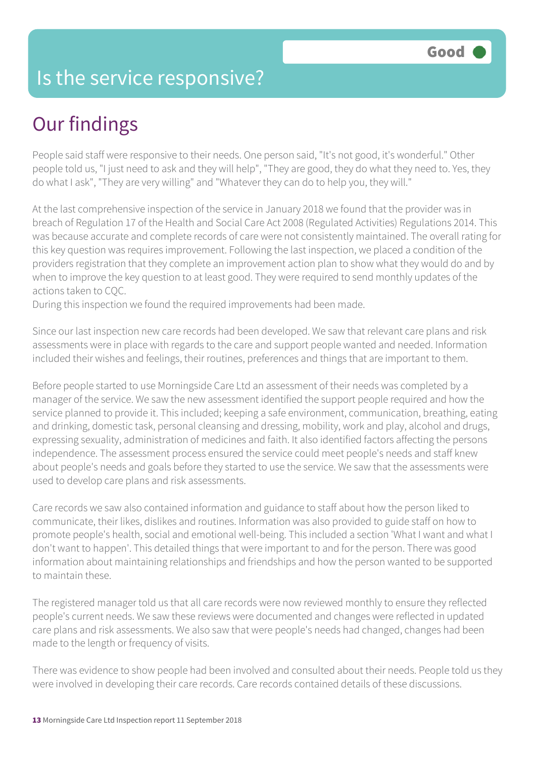# Is the service responsive?

Good

## Our findings

People said staff were responsive to their needs. One person said, "It's not good, it's wonderful." Other people told us, "I just need to ask and they will help", "They are good, they do what they need to. Yes, they do what I ask", "They are very willing" and "Whatever they can do to help you, they will."

At the last comprehensive inspection of the service in January 2018 we found that the provider was in breach of Regulation 17 of the Health and Social Care Act 2008 (Regulated Activities) Regulations 2014. This was because accurate and complete records of care were not consistently maintained. The overall rating for this key question was requires improvement. Following the last inspection, we placed a condition of the providers registration that they complete an improvement action plan to show what they would do and by when to improve the key question to at least good. They were required to send monthly updates of the actions taken to CQC.
During this inspection we found the required improvements had been made.

Since our last inspection new care records had been developed. We saw that relevant care plans and risk assessments were in place with regards to the care and support people wanted and needed. Information included their wishes and feelings, their routines, preferences and things that are important to them.

Before people started to use Morningside Care Ltd an assessment of their needs was completed by a manager of the service. We saw the new assessment identified the support people required and how the service planned to provide it. This included; keeping a safe environment, communication, breathing, eating and drinking, domestic task, personal cleansing and dressing, mobility, work and play, alcohol and drugs, expressing sexuality, administration of medicines and faith. It also identified factors affecting the persons independence. The assessment process ensured the service could meet people's needs and staff knew about people's needs and goals before they started to use the service. We saw that the assessments were used to develop care plans and risk assessments.

Care records we saw also contained information and guidance to staff about how the person liked to communicate, their likes, dislikes and routines. Information was also provided to guide staff on how to promote people's health, social and emotional well-being. This included a section 'What I want and what I don't want to happen'. This detailed things that were important to and for the person. There was good information about maintaining relationships and friendships and how the person wanted to be supported to maintain these.

The registered manager told us that all care records were now reviewed monthly to ensure they reflected people's current needs. We saw these reviews were documented and changes were reflected in updated care plans and risk assessments. We also saw that were people's needs had changed, changes had been made to the length or frequency of visits.

There was evidence to show people had been involved and consulted about their needs. People told us they were involved in developing their care records. Care records contained details of these discussions.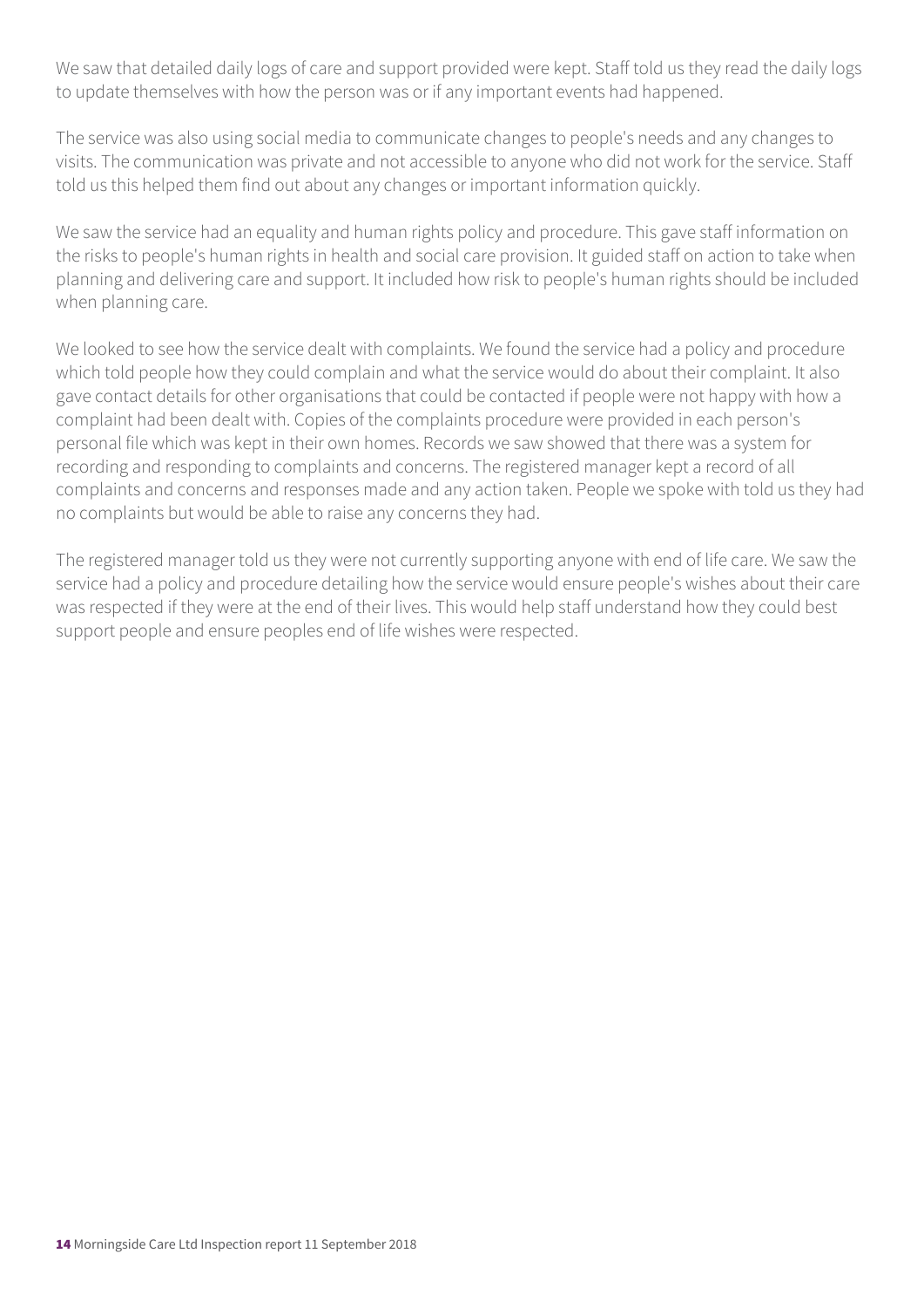We saw that detailed daily logs of care and support provided were kept. Staff told us they read the daily logs to update themselves with how the person was or if any important events had happened.

The service was also using social media to communicate changes to people's needs and any changes to visits. The communication was private and not accessible to anyone who did not work for the service. Staff told us this helped them find out about any changes or important information quickly.

We saw the service had an equality and human rights policy and procedure. This gave staff information on the risks to people's human rights in health and social care provision. It guided staff on action to take when planning and delivering care and support. It included how risk to people's human rights should be included when planning care.

We looked to see how the service dealt with complaints. We found the service had a policy and procedure which told people how they could complain and what the service would do about their complaint. It also gave contact details for other organisations that could be contacted if people were not happy with how a complaint had been dealt with. Copies of the complaints procedure were provided in each person's personal file which was kept in their own homes. Records we saw showed that there was a system for recording and responding to complaints and concerns. The registered manager kept a record of all complaints and concerns and responses made and any action taken. People we spoke with told us they had no complaints but would be able to raise any concerns they had.

The registered manager told us they were not currently supporting anyone with end of life care. We saw the service had a policy and procedure detailing how the service would ensure people's wishes about their care was respected if they were at the end of their lives. This would help staff understand how they could best support people and ensure peoples end of life wishes were respected.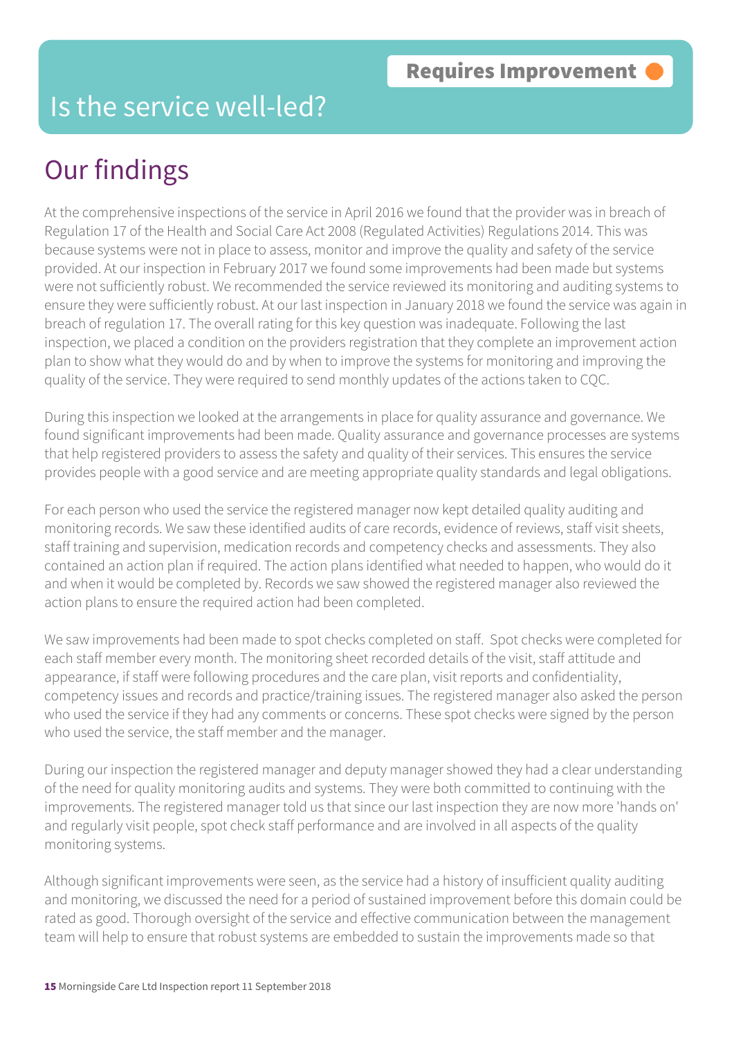Requires Improvement

# Is the service well-led?

## Our findings

At the comprehensive inspections of the service in April 2016 we found that the provider was in breach of Regulation 17 of the Health and Social Care Act 2008 (Regulated Activities) Regulations 2014. This was because systems were not in place to assess, monitor and improve the quality and safety of the service provided. At our inspection in February 2017 we found some improvements had been made but systems were not sufficiently robust. We recommended the service reviewed its monitoring and auditing systems to ensure they were sufficiently robust. At our last inspection in January 2018 we found the service was again in breach of regulation 17. The overall rating for this key question was inadequate. Following the last inspection, we placed a condition on the providers registration that they complete an improvement action plan to show what they would do and by when to improve the systems for monitoring and improving the quality of the service. They were required to send monthly updates of the actions taken to CQC.

During this inspection we looked at the arrangements in place for quality assurance and governance. We found significant improvements had been made. Quality assurance and governance processes are systems that help registered providers to assess the safety and quality of their services. This ensures the service provides people with a good service and are meeting appropriate quality standards and legal obligations.

For each person who used the service the registered manager now kept detailed quality auditing and monitoring records. We saw these identified audits of care records, evidence of reviews, staff visit sheets, staff training and supervision, medication records and competency checks and assessments. They also contained an action plan if required. The action plans identified what needed to happen, who would do it and when it would be completed by. Records we saw showed the registered manager also reviewed the action plans to ensure the required action had been completed.

We saw improvements had been made to spot checks completed on staff. Spot checks were completed for each staff member every month. The monitoring sheet recorded details of the visit, staff attitude and appearance, if staff were following procedures and the care plan, visit reports and confidentiality, competency issues and records and practice/training issues. The registered manager also asked the person who used the service if they had any comments or concerns. These spot checks were signed by the person who used the service, the staff member and the manager.

During our inspection the registered manager and deputy manager showed they had a clear understanding of the need for quality monitoring audits and systems. They were both committed to continuing with the improvements. The registered manager told us that since our last inspection they are now more 'hands on' and regularly visit people, spot check staff performance and are involved in all aspects of the quality monitoring systems.

Although significant improvements were seen, as the service had a history of insufficient quality auditing and monitoring, we discussed the need for a period of sustained improvement before this domain could be rated as good. Thorough oversight of the service and effective communication between the management team will help to ensure that robust systems are embedded to sustain the improvements made so that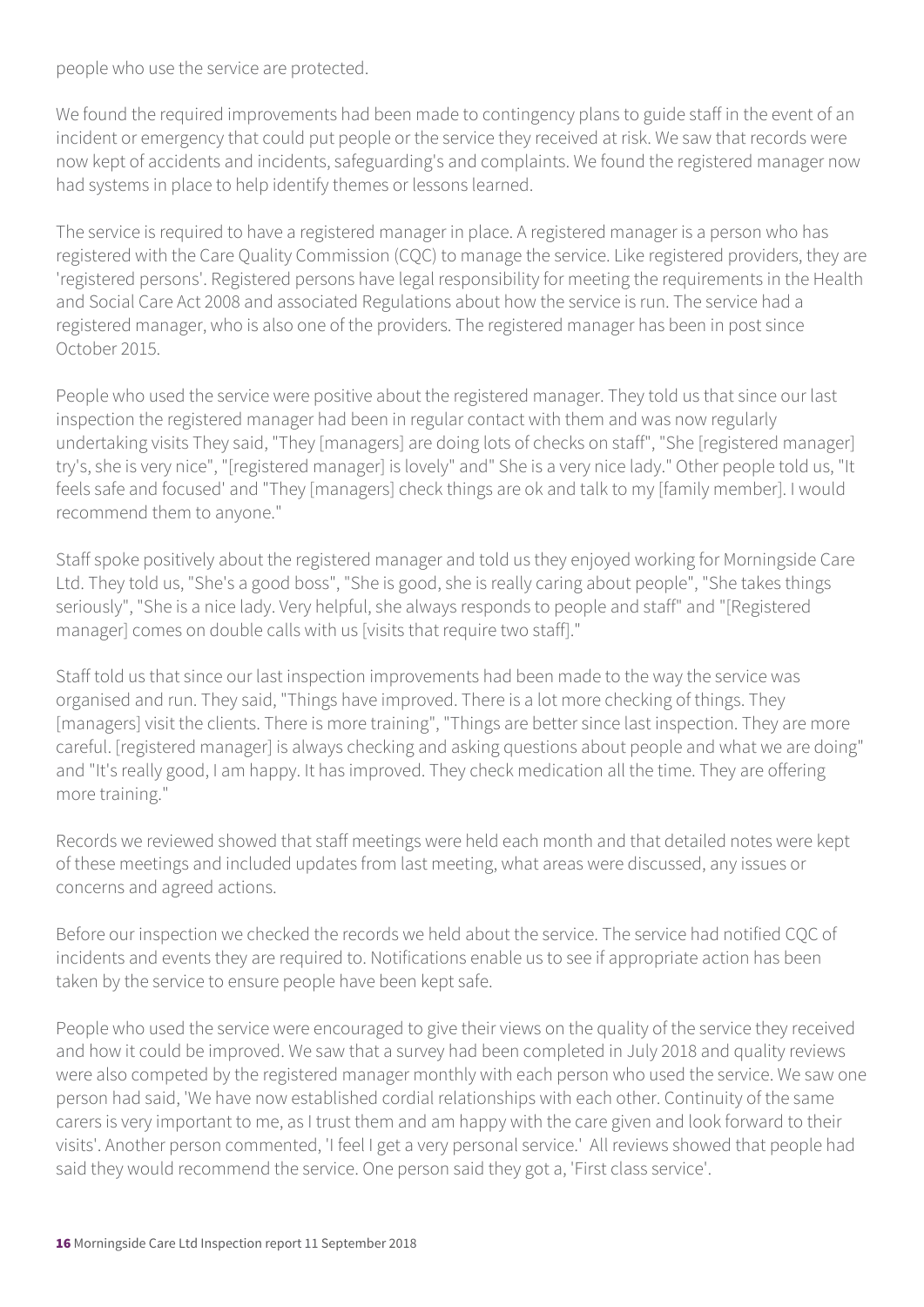people who use the service are protected.

We found the required improvements had been made to contingency plans to guide staff in the event of an incident or emergency that could put people or the service they received at risk. We saw that records were now kept of accidents and incidents, safeguarding's and complaints. We found the registered manager now had systems in place to help identify themes or lessons learned.

The service is required to have a registered manager in place. A registered manager is a person who has registered with the Care Quality Commission (CQC) to manage the service. Like registered providers, they are 'registered persons'. Registered persons have legal responsibility for meeting the requirements in the Health and Social Care Act 2008 and associated Regulations about how the service is run. The service had a registered manager, who is also one of the providers. The registered manager has been in post since October 2015.

People who used the service were positive about the registered manager. They told us that since our last inspection the registered manager had been in regular contact with them and was now regularly undertaking visits They said, "They [managers] are doing lots of checks on staff", "She [registered manager] try's, she is very nice", "[registered manager] is lovely" and" She is a very nice lady." Other people told us, "It feels safe and focused' and "They [managers] check things are ok and talk to my [family member]. I would recommend them to anyone."

Staff spoke positively about the registered manager and told us they enjoyed working for Morningside Care Ltd. They told us, "She's a good boss", "She is good, she is really caring about people", "She takes things seriously", "She is a nice lady. Very helpful, she always responds to people and staff" and "[Registered manager] comes on double calls with us [visits that require two staff]."

Staff told us that since our last inspection improvements had been made to the way the service was organised and run. They said, "Things have improved. There is a lot more checking of things. They [managers] visit the clients. There is more training", "Things are better since last inspection. They are more careful. [registered manager] is always checking and asking questions about people and what we are doing" and "It's really good, I am happy. It has improved. They check medication all the time. They are offering more training."

Records we reviewed showed that staff meetings were held each month and that detailed notes were kept of these meetings and included updates from last meeting, what areas were discussed, any issues or concerns and agreed actions.

Before our inspection we checked the records we held about the service. The service had notified CQC of incidents and events they are required to. Notifications enable us to see if appropriate action has been taken by the service to ensure people have been kept safe.

People who used the service were encouraged to give their views on the quality of the service they received and how it could be improved. We saw that a survey had been completed in July 2018 and quality reviews were also competed by the registered manager monthly with each person who used the service. We saw one person had said, 'We have now established cordial relationships with each other. Continuity of the same carers is very important to me, as I trust them and am happy with the care given and look forward to their visits'. Another person commented, 'I feel I get a very personal service.' All reviews showed that people had said they would recommend the service. One person said they got a, 'First class service'.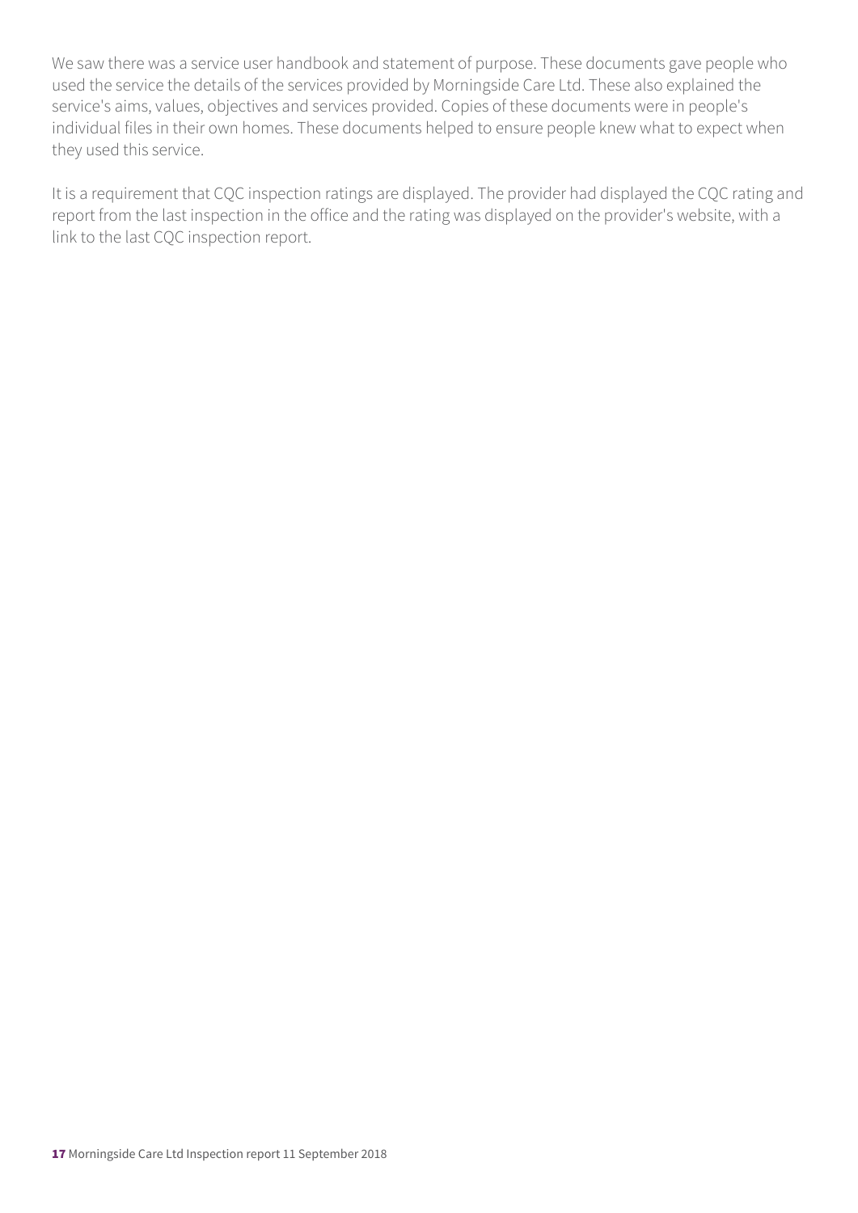We saw there was a service user handbook and statement of purpose. These documents gave people who used the service the details of the services provided by Morningside Care Ltd. These also explained the service's aims, values, objectives and services provided. Copies of these documents were in people's individual files in their own homes. These documents helped to ensure people knew what to expect when they used this service.

It is a requirement that CQC inspection ratings are displayed. The provider had displayed the CQC rating and report from the last inspection in the office and the rating was displayed on the provider's website, with a link to the last CQC inspection report.